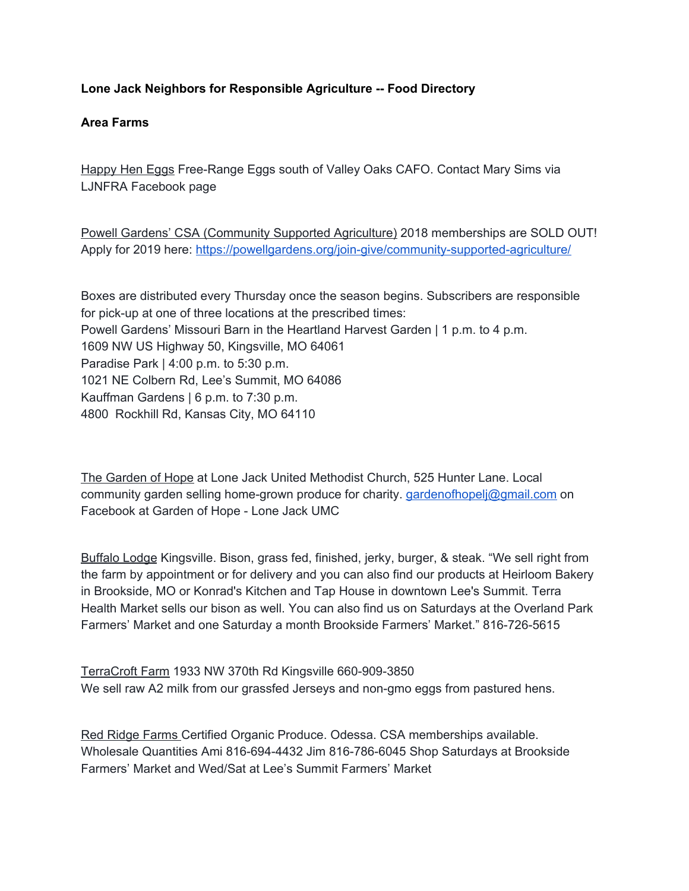**Lone Jack Neighbors for Responsible Agriculture -- Food Directory**

**Area Farms**

Happy Hen Eggs Free-Range Eggs south of Valley Oaks CAFO. Contact Mary Sims via LJNFRA Facebook page

Powell Gardens' CSA (Community Supported Agriculture) 2018 memberships are SOLD OUT! Apply for 2019 here: https://powellgardens.org/join-give/community-supported-agriculture/

Boxes are distributed every Thursday once the season begins. Subscribers are responsible for pick-up at one of three locations at the prescribed times:
Powell Gardens' Missouri Barn in the Heartland Harvest Garden | 1 p.m. to 4 p.m.
1609 NW US Highway 50, Kingsville, MO 64061
Paradise Park | 4:00 p.m. to 5:30 p.m.
1021 NE Colbern Rd, Lee's Summit, MO 64086
Kauffman Gardens | 6 p.m. to 7:30 p.m.
4800 Rockhill Rd, Kansas City, MO 64110

The Garden of Hope at Lone Jack United Methodist Church, 525 Hunter Lane. Local community garden selling home-grown produce for charity. gardenofhopelj@gmail.com on Facebook at Garden of Hope - Lone Jack UMC

Buffalo Lodge Kingsville. Bison, grass fed, finished, jerky, burger, & steak. "We sell right from the farm by appointment or for delivery and you can also find our products at Heirloom Bakery in Brookside, MO or Konrad's Kitchen and Tap House in downtown Lee's Summit. Terra Health Market sells our bison as well. You can also find us on Saturdays at the Overland Park Farmers' Market and one Saturday a month Brookside Farmers' Market." 816-726-5615

TerraCroft Farm 1933 NW 370th Rd Kingsville 660-909-3850
We sell raw A2 milk from our grassfed Jerseys and non-gmo eggs from pastured hens.

Red Ridge Farms Certified Organic Produce. Odessa. CSA memberships available. Wholesale Quantities Ami 816-694-4432 Jim 816-786-6045 Shop Saturdays at Brookside Farmers' Market and Wed/Sat at Lee's Summit Farmers' Market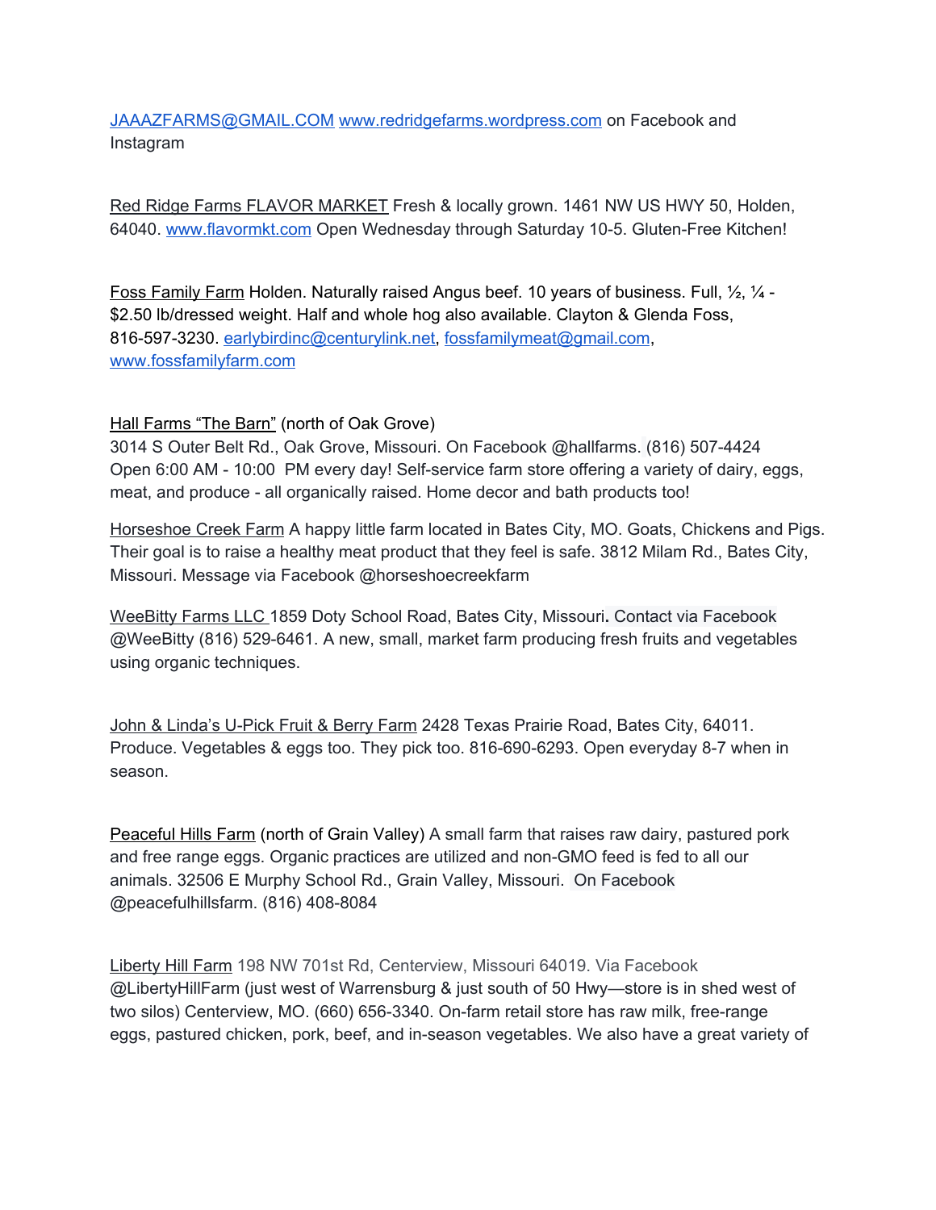JAAAZFARMS@GMAIL.COM www.redridgefarms.wordpress.com on Facebook and Instagram

Red Ridge Farms FLAVOR MARKET Fresh & locally grown. 1461 NW US HWY 50, Holden, 64040. www.flavormkt.com Open Wednesday through Saturday 10-5. Gluten-Free Kitchen!

Foss Family Farm Holden. Naturally raised Angus beef. 10 years of business. Full, ½, ¼ - $2.50 lb/dressed weight. Half and whole hog also available. Clayton & Glenda Foss, 816-597-3230. earlybirdinc@centurylink.net, fossfamilymeat@gmail.com, www.fossfamilyfarm.com

Hall Farms "The Barn" (north of Oak Grove)
3014 S Outer Belt Rd., Oak Grove, Missouri. On Facebook @hallfarms. (816) 507-4424
Open 6:00 AM - 10:00 PM every day! Self-service farm store offering a variety of dairy, eggs, meat, and produce - all organically raised. Home decor and bath products too!

Horseshoe Creek Farm A happy little farm located in Bates City, MO. Goats, Chickens and Pigs. Their goal is to raise a healthy meat product that they feel is safe. 3812 Milam Rd., Bates City, Missouri. Message via Facebook @horseshoecreekfarm

WeeBitty Farms LLC 1859 Doty School Road, Bates City, Missouri. Contact via Facebook @WeeBitty (816) 529-6461. A new, small, market farm producing fresh fruits and vegetables using organic techniques.

John & Linda's U-Pick Fruit & Berry Farm 2428 Texas Prairie Road, Bates City, 64011. Produce. Vegetables & eggs too. They pick too. 816-690-6293. Open everyday 8-7 when in season.

Peaceful Hills Farm (north of Grain Valley) A small farm that raises raw dairy, pastured pork and free range eggs. Organic practices are utilized and non-GMO feed is fed to all our animals. 32506 E Murphy School Rd., Grain Valley, Missouri. On Facebook @peacefulhillsfarm. (816) 408-8084

Liberty Hill Farm 198 NW 701st Rd, Centerview, Missouri 64019. Via Facebook @LibertyHillFarm (just west of Warrensburg & just south of 50 Hwy—store is in shed west of two silos) Centerview, MO. (660) 656-3340. On-farm retail store has raw milk, free-range eggs, pastured chicken, pork, beef, and in-season vegetables. We also have a great variety of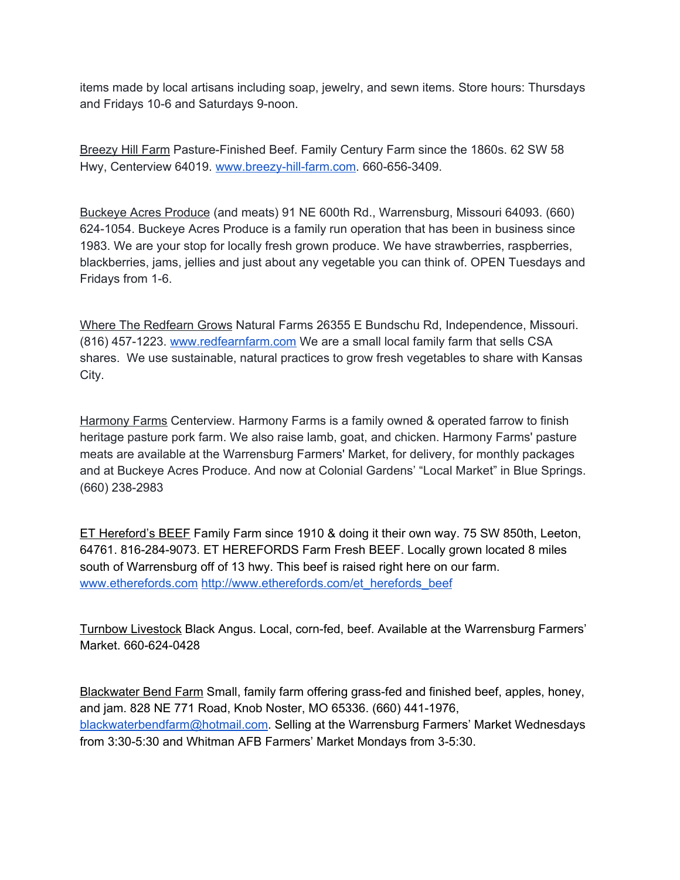items made by local artisans including soap, jewelry, and sewn items. Store hours: Thursdays and Fridays 10-6 and Saturdays 9-noon.

Breezy Hill Farm Pasture-Finished Beef. Family Century Farm since the 1860s. 62 SW 58 Hwy, Centerview 64019. www.breezy-hill-farm.com. 660-656-3409.

Buckeye Acres Produce (and meats) 91 NE 600th Rd., Warrensburg, Missouri 64093. (660) 624-1054. Buckeye Acres Produce is a family run operation that has been in business since 1983. We are your stop for locally fresh grown produce. We have strawberries, raspberries, blackberries, jams, jellies and just about any vegetable you can think of. OPEN Tuesdays and Fridays from 1-6.

Where The Redfearn Grows Natural Farms 26355 E Bundschu Rd, Independence, Missouri. (816) 457-1223. www.redfearnfarm.com We are a small local family farm that sells CSA shares. We use sustainable, natural practices to grow fresh vegetables to share with Kansas City.

Harmony Farms Centerview. Harmony Farms is a family owned & operated farrow to finish heritage pasture pork farm. We also raise lamb, goat, and chicken. Harmony Farms' pasture meats are available at the Warrensburg Farmers' Market, for delivery, for monthly packages and at Buckeye Acres Produce. And now at Colonial Gardens' "Local Market" in Blue Springs. (660) 238-2983

ET Hereford's BEEF Family Farm since 1910 & doing it their own way. 75 SW 850th, Leeton, 64761. 816-284-9073. ET HEREFORDS Farm Fresh BEEF. Locally grown located 8 miles south of Warrensburg off of 13 hwy. This beef is raised right here on our farm. www.etherefords.com http://www.etherefords.com/et_herefords_beef

Turnbow Livestock Black Angus. Local, corn-fed, beef. Available at the Warrensburg Farmers' Market. 660-624-0428

Blackwater Bend Farm Small, family farm offering grass-fed and finished beef, apples, honey, and jam. 828 NE 771 Road, Knob Noster, MO 65336. (660) 441-1976, blackwaterbendfarm@hotmail.com. Selling at the Warrensburg Farmers' Market Wednesdays from 3:30-5:30 and Whitman AFB Farmers' Market Mondays from 3-5:30.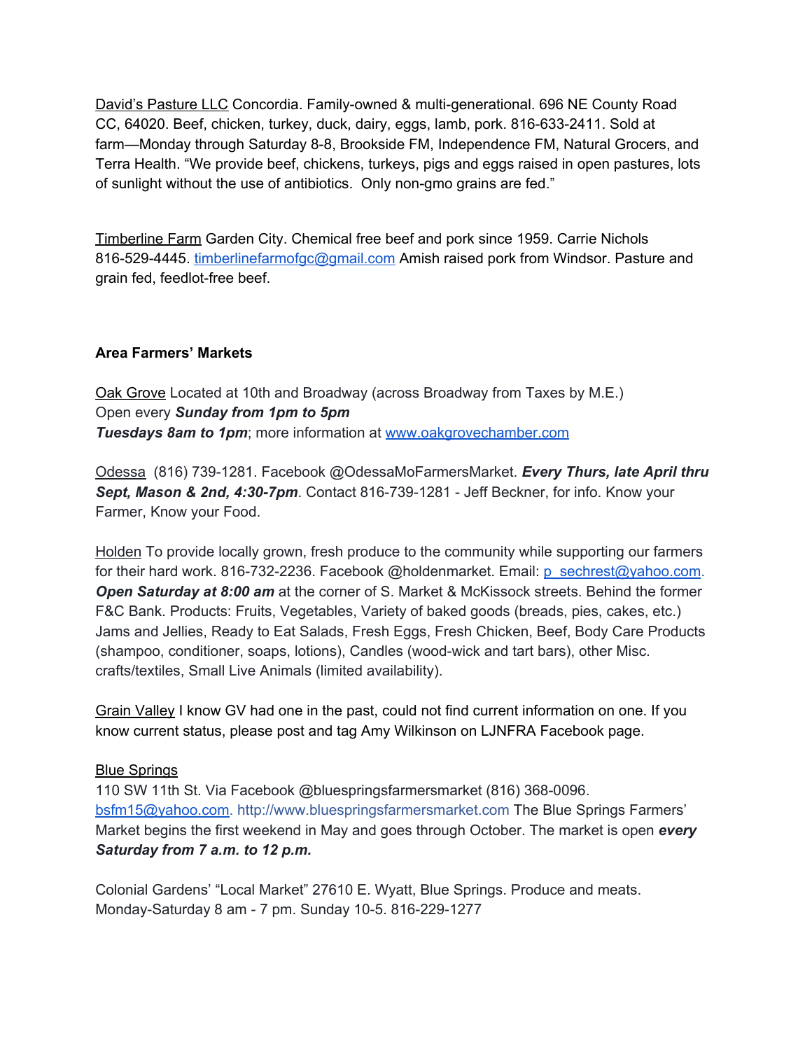David's Pasture LLC Concordia. Family-owned & multi-generational. 696 NE County Road CC, 64020. Beef, chicken, turkey, duck, dairy, eggs, lamb, pork. 816-633-2411. Sold at farm—Monday through Saturday 8-8, Brookside FM, Independence FM, Natural Grocers, and Terra Health. "We provide beef, chickens, turkeys, pigs and eggs raised in open pastures, lots of sunlight without the use of antibiotics.  Only non-gmo grains are fed."

Timberline Farm Garden City. Chemical free beef and pork since 1959. Carrie Nichols 816-529-4445. timberlinefarmofgc@gmail.com Amish raised pork from Windsor. Pasture and grain fed, feedlot-free beef.

**Area Farmers' Markets**

Oak Grove Located at 10th and Broadway (across Broadway from Taxes by M.E.)
Open every ***Sunday from 1pm to 5pm***
***Tuesdays 8am to 1pm***; more information at www.oakgrovechamber.com

Odessa  (816) 739-1281. Facebook @OdessaMoFarmersMarket. ***Every Thurs, late April thru Sept, Mason & 2nd, 4:30-7pm***. Contact 816-739-1281 - Jeff Beckner, for info. Know your Farmer, Know your Food.

Holden To provide locally grown, fresh produce to the community while supporting our farmers for their hard work. 816-732-2236. Facebook @holdenmarket. Email: p_sechrest@yahoo.com. ***Open Saturday at 8:00 am*** at the corner of S. Market & McKissock streets. Behind the former F&C Bank. Products: Fruits, Vegetables, Variety of baked goods (breads, pies, cakes, etc.) Jams and Jellies, Ready to Eat Salads, Fresh Eggs, Fresh Chicken, Beef, Body Care Products (shampoo, conditioner, soaps, lotions), Candles (wood-wick and tart bars), other Misc. crafts/textiles, Small Live Animals (limited availability).

Grain Valley I know GV had one in the past, could not find current information on one. If you know current status, please post and tag Amy Wilkinson on LJNFRA Facebook page.

Blue Springs
110 SW 11th St. Via Facebook @bluespringsfarmersmarket (816) 368-0096. bsfm15@yahoo.com. http://www.bluespringsfarmersmarket.com The Blue Springs Farmers' Market begins the first weekend in May and goes through October. The market is open ***every Saturday from 7 a.m. to 12 p.m.***

Colonial Gardens' "Local Market" 27610 E. Wyatt, Blue Springs. Produce and meats. Monday-Saturday 8 am - 7 pm. Sunday 10-5. 816-229-1277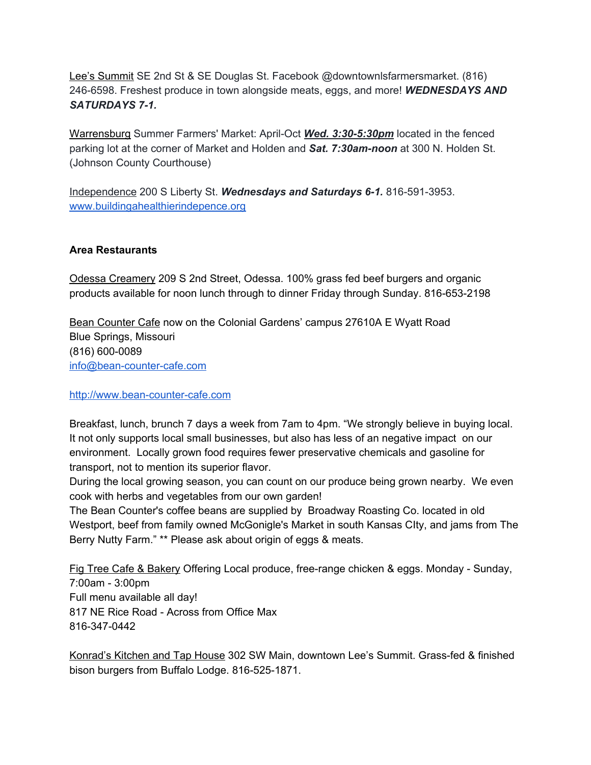Lee's Summit SE 2nd St & SE Douglas St. Facebook @downtownlsfarmersmarket. (816) 246-6598. Freshest produce in town alongside meats, eggs, and more! ***WEDNESDAYS AND SATURDAYS 7-1.***

Warrensburg Summer Farmers' Market: April-Oct ***Wed. 3:30-5:30pm*** located in the fenced parking lot at the corner of Market and Holden and ***Sat. 7:30am-noon*** at 300 N. Holden St. (Johnson County Courthouse)

Independence 200 S Liberty St. ***Wednesdays and Saturdays 6-1.*** 816-591-3953. [www.buildingahealthierindepence.org](www.buildingahealthierindepence.org)

**Area Restaurants**

Odessa Creamery 209 S 2nd Street, Odessa. 100% grass fed beef burgers and organic products available for noon lunch through to dinner Friday through Sunday. 816-653-2198

Bean Counter Cafe now on the Colonial Gardens' campus 27610A E Wyatt Road
Blue Springs, Missouri
(816) 600-0089
[info@bean-counter-cafe.com](mailto:info@bean-counter-cafe.com)

[http://www.bean-counter-cafe.com](http://www.bean-counter-cafe.com)

Breakfast, lunch, brunch 7 days a week from 7am to 4pm. "We strongly believe in buying local. It not only supports local small businesses, but also has less of an negative impact on our environment. Locally grown food requires fewer preservative chemicals and gasoline for transport, not to mention its superior flavor.
During the local growing season, you can count on our produce being grown nearby. We even cook with herbs and vegetables from our own garden!
The Bean Counter's coffee beans are supplied by Broadway Roasting Co. located in old Westport, beef from family owned McGonigle's Market in south Kansas CIty, and jams from The Berry Nutty Farm." ** Please ask about origin of eggs & meats.

Fig Tree Cafe & Bakery Offering Local produce, free-range chicken & eggs. Monday - Sunday, 7:00am - 3:00pm
Full menu available all day!
817 NE Rice Road - Across from Office Max
816-347-0442

Konrad's Kitchen and Tap House 302 SW Main, downtown Lee's Summit. Grass-fed & finished bison burgers from Buffalo Lodge. 816-525-1871.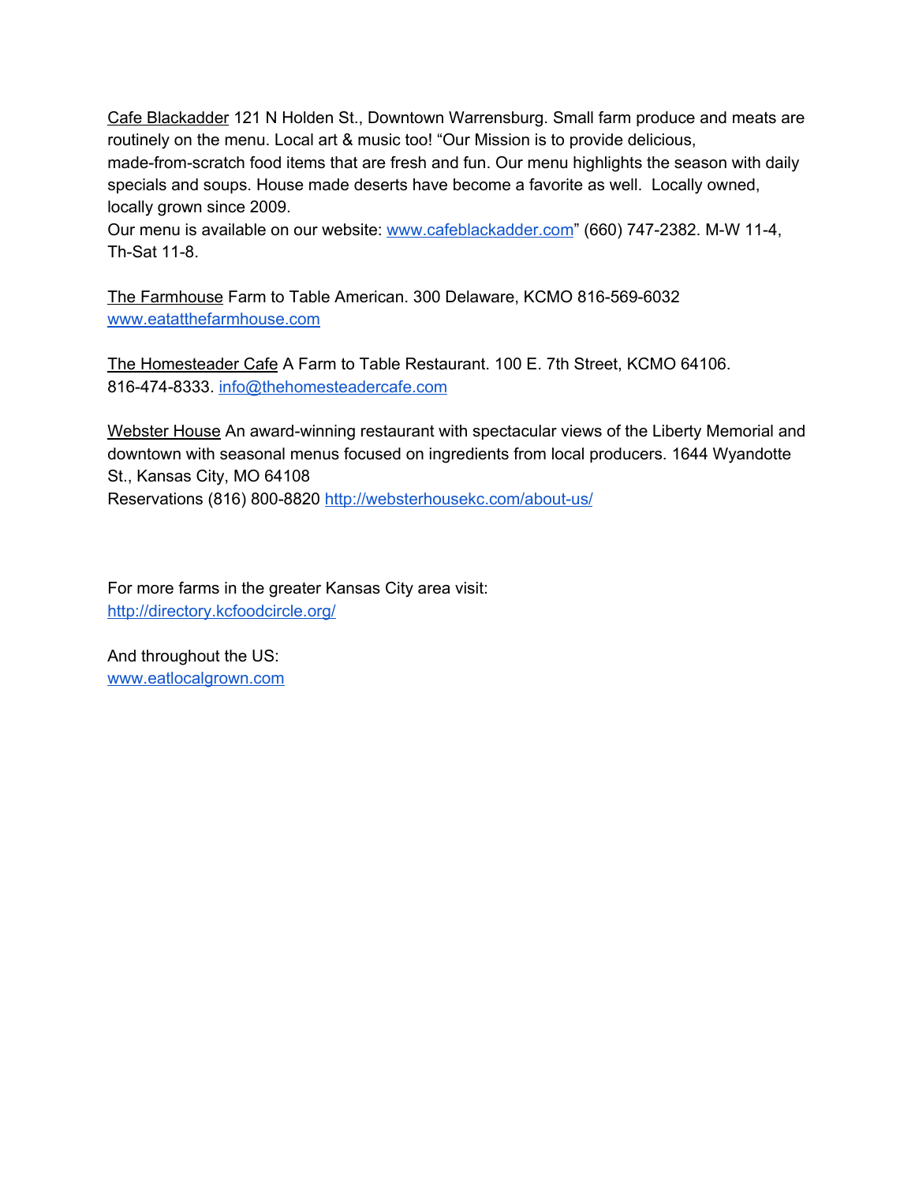Cafe Blackadder 121 N Holden St., Downtown Warrensburg. Small farm produce and meats are routinely on the menu. Local art & music too! "Our Mission is to provide delicious, made-from-scratch food items that are fresh and fun. Our menu highlights the season with daily specials and soups. House made deserts have become a favorite as well. Locally owned, locally grown since 2009.
Our menu is available on our website: www.cafeblackadder.com" (660) 747-2382. M-W 11-4, Th-Sat 11-8.

The Farmhouse Farm to Table American. 300 Delaware, KCMO 816-569-6032
www.eatatthefarmhouse.com

The Homesteader Cafe A Farm to Table Restaurant. 100 E. 7th Street, KCMO 64106. 816-474-8333. info@thehomesteadercafe.com

Webster House An award-winning restaurant with spectacular views of the Liberty Memorial and downtown with seasonal menus focused on ingredients from local producers. 1644 Wyandotte St., Kansas City, MO 64108
Reservations (816) 800-8820 http://websterhousekc.com/about-us/

For more farms in the greater Kansas City area visit:
http://directory.kcfoodcircle.org/

And throughout the US:
www.eatlocalgrown.com